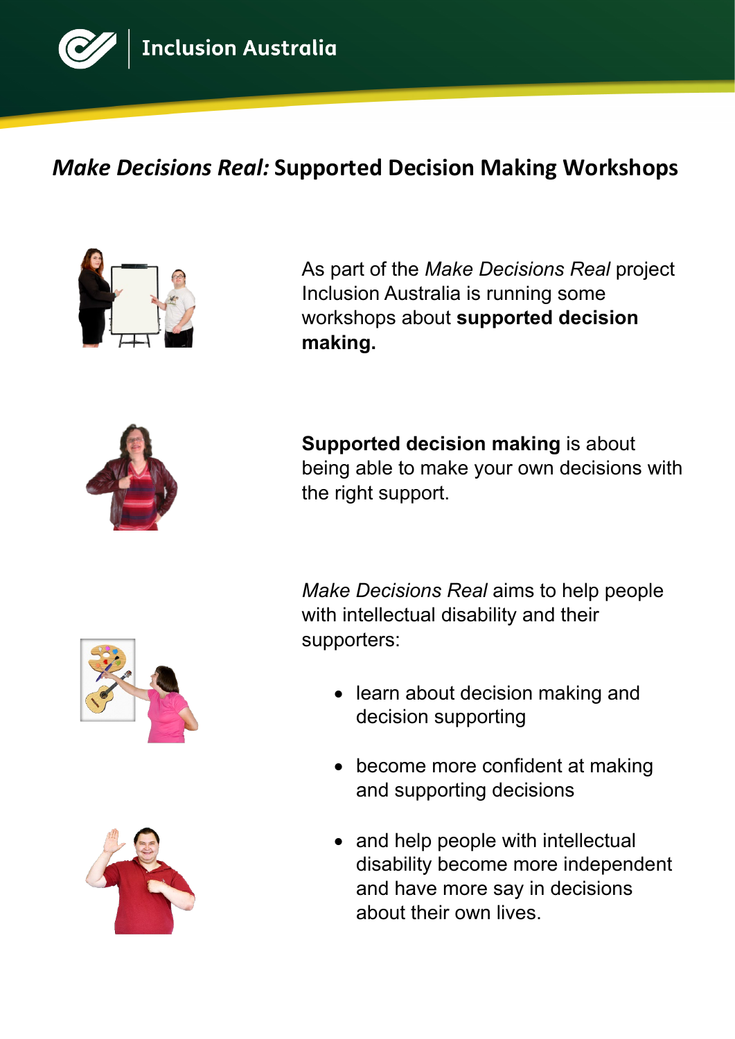# *Make Decisions Real:* Supported Decision Making Workshops

As part of the *Make Decisions Real* project Inclusion Australia is running some workshops about **supported decision making.**

**Supported decision making** is about being able to make your own decisions with the right support.

*Make Decisions Real* aims to help people with intellectual disability and their supporters:

- learn about decision making and decision supporting
- become more confident at making and supporting decisions
- and help people with intellectual disability become more independent and have more say in decisions about their own lives.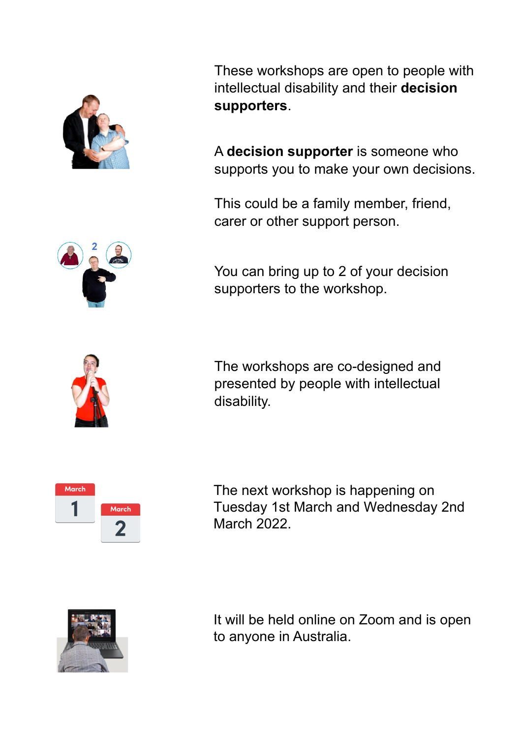These workshops are open to people with intellectual disability and their **decision supporters**.

A **decision supporter** is someone who supports you to make your own decisions.

This could be a family member, friend, carer or other support person.

You can bring up to 2 of your decision supporters to the workshop.

The workshops are co-designed and presented by people with intellectual disability.

The next workshop is happening on Tuesday 1st March and Wednesday 2nd March 2022.

It will be held online on Zoom and is open to anyone in Australia.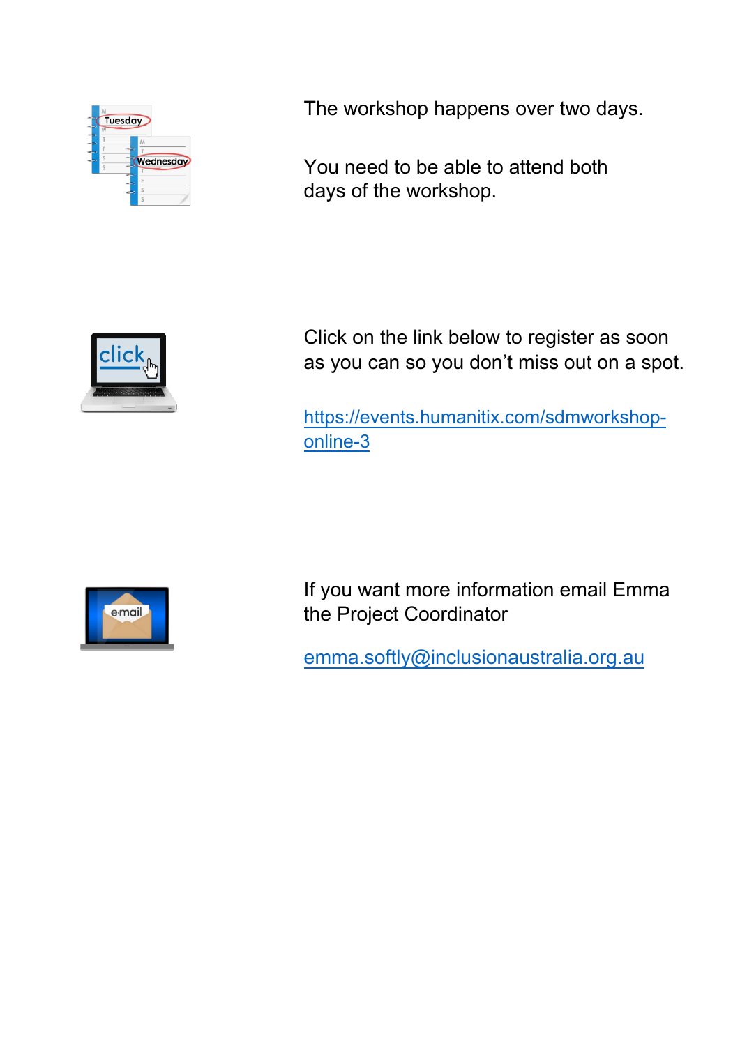The workshop happens over two days.

You need to be able to attend both days of the workshop.

Click on the link below to register as soon as you can so you don't miss out on a spot.

[https://events.humanitix.com/sdmworkshop-online-3](https://events.humanitix.com/sdmworkshop-online-3)

If you want more information email Emma the Project Coordinator

[emma.softly@inclusionaustralia.org.au](mailto:emma.softly@inclusionaustralia.org.au)